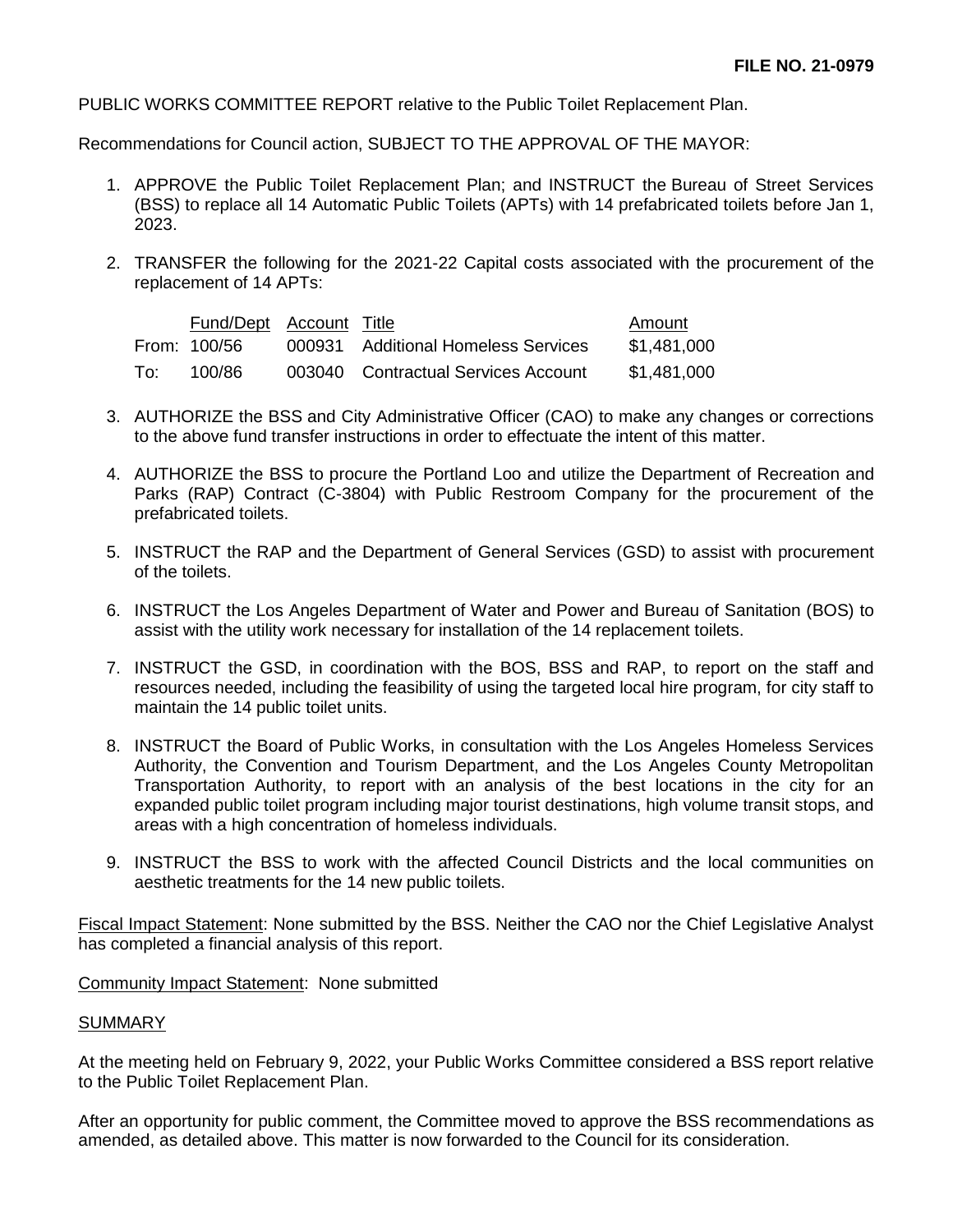**FILE NO. 21-0979**

PUBLIC WORKS COMMITTEE REPORT relative to the Public Toilet Replacement Plan.

Recommendations for Council action, SUBJECT TO THE APPROVAL OF THE MAYOR:

1. APPROVE the Public Toilet Replacement Plan; and INSTRUCT the Bureau of Street Services (BSS) to replace all 14 Automatic Public Toilets (APTs) with 14 prefabricated toilets before Jan 1, 2023.

2. TRANSFER the following for the 2021-22 Capital costs associated with the procurement of the replacement of 14 APTs:

| | Fund/Dept | Account | Title | Amount |
|---|---|---|---|---|
| From: | 100/56 | 000931 | Additional Homeless Services | \$1,481,000 |
| To: | 100/86 | 003040 | Contractual Services Account | \$1,481,000 |

3. AUTHORIZE the BSS and City Administrative Officer (CAO) to make any changes or corrections to the above fund transfer instructions in order to effectuate the intent of this matter.

4. AUTHORIZE the BSS to procure the Portland Loo and utilize the Department of Recreation and Parks (RAP) Contract (C-3804) with Public Restroom Company for the procurement of the prefabricated toilets.

5. INSTRUCT the RAP and the Department of General Services (GSD) to assist with procurement of the toilets.

6. INSTRUCT the Los Angeles Department of Water and Power and Bureau of Sanitation (BOS) to assist with the utility work necessary for installation of the 14 replacement toilets.

7. INSTRUCT the GSD, in coordination with the BOS, BSS and RAP, to report on the staff and resources needed, including the feasibility of using the targeted local hire program, for city staff to maintain the 14 public toilet units.

8. INSTRUCT the Board of Public Works, in consultation with the Los Angeles Homeless Services Authority, the Convention and Tourism Department, and the Los Angeles County Metropolitan Transportation Authority, to report with an analysis of the best locations in the city for an expanded public toilet program including major tourist destinations, high volume transit stops, and areas with a high concentration of homeless individuals.

9. INSTRUCT the BSS to work with the affected Council Districts and the local communities on aesthetic treatments for the 14 new public toilets.

Fiscal Impact Statement: None submitted by the BSS. Neither the CAO nor the Chief Legislative Analyst has completed a financial analysis of this report.

Community Impact Statement: None submitted

SUMMARY

At the meeting held on February 9, 2022, your Public Works Committee considered a BSS report relative to the Public Toilet Replacement Plan.

After an opportunity for public comment, the Committee moved to approve the BSS recommendations as amended, as detailed above. This matter is now forwarded to the Council for its consideration.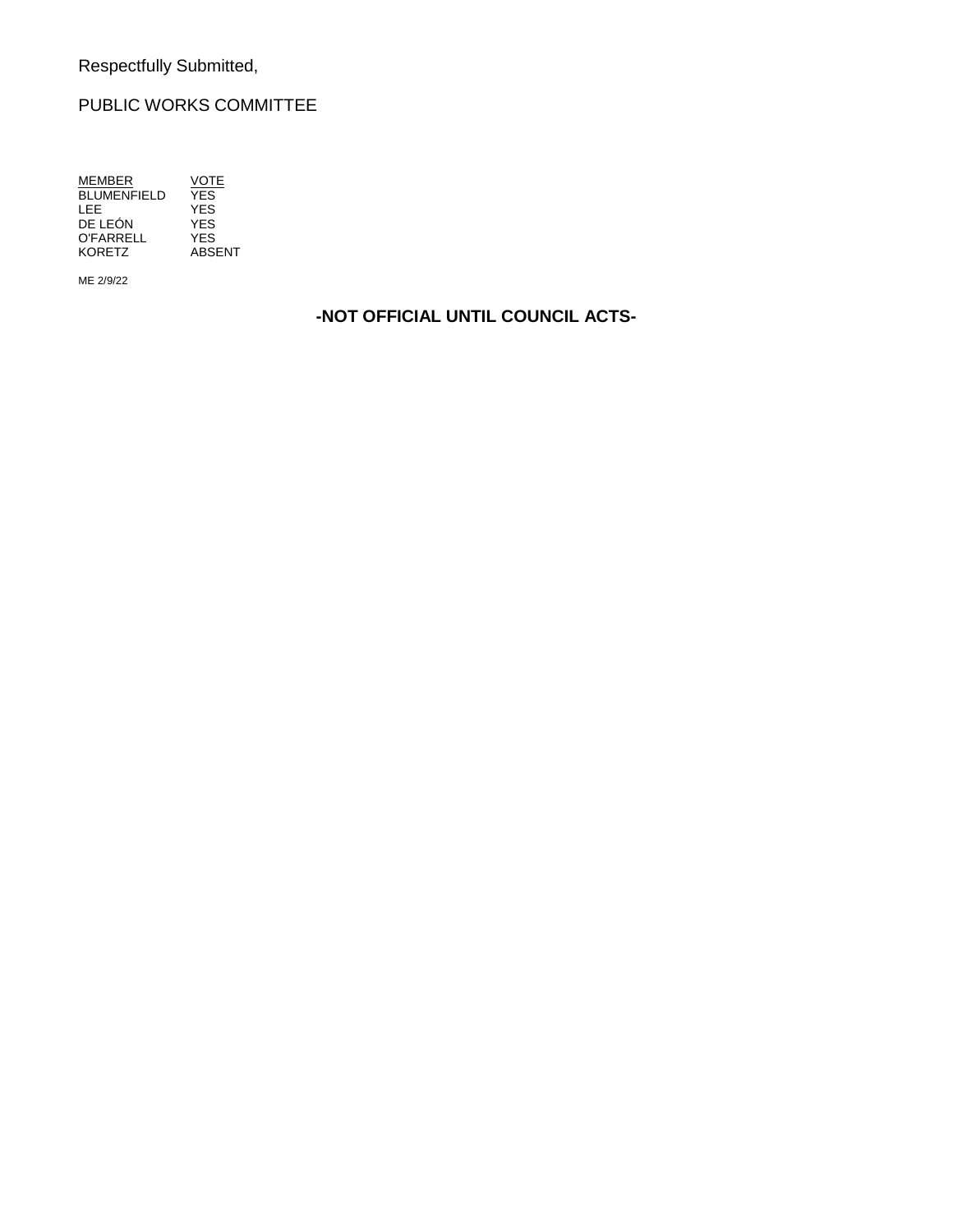Respectfully Submitted,

PUBLIC WORKS COMMITTEE

| MEMBER | VOTE |
|---|---|
| BLUMENFIELD | YES |
| LEE | YES |
| DE LEÓN | YES |
| O'FARRELL | YES |
| KORETZ | ABSENT |

ME 2/9/22

**-NOT OFFICIAL UNTIL COUNCIL ACTS-**